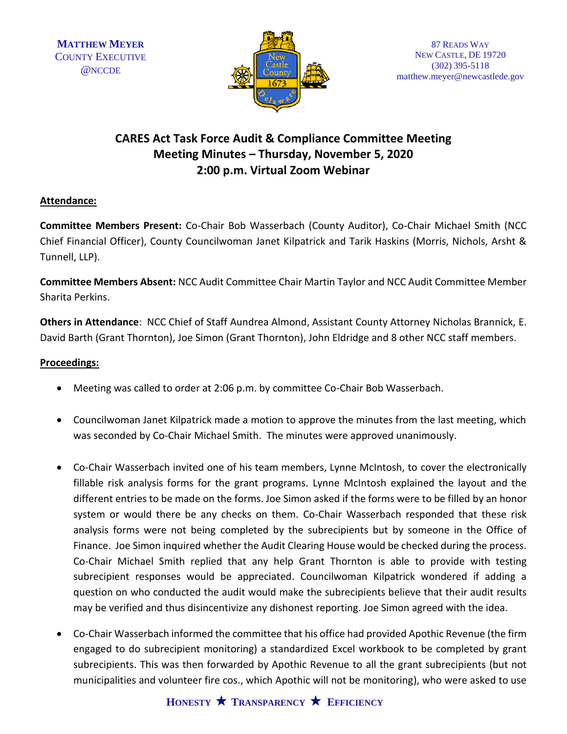MATTHEW MEYER
COUNTY EXECUTIVE
@NCCDE

87 READS WAY
NEW CASTLE, DE 19720
(302) 395-5118
matthew.meyer@newcastlede.gov

# CARES Act Task Force Audit & Compliance Committee Meeting
## Meeting Minutes – Thursday, November 5, 2020
## 2:00 p.m. Virtual Zoom Webinar

**Attendance:**

**Committee Members Present:** Co-Chair Bob Wasserbach (County Auditor), Co-Chair Michael Smith (NCC Chief Financial Officer), County Councilwoman Janet Kilpatrick and Tarik Haskins (Morris, Nichols, Arsht & Tunnell, LLP).

**Committee Members Absent:** NCC Audit Committee Chair Martin Taylor and NCC Audit Committee Member Sharita Perkins.

**Others in Attendance**: NCC Chief of Staff Aundrea Almond, Assistant County Attorney Nicholas Brannick, E. David Barth (Grant Thornton), Joe Simon (Grant Thornton), John Eldridge and 8 other NCC staff members.

**Proceedings:**

- Meeting was called to order at 2:06 p.m. by committee Co-Chair Bob Wasserbach.
- Councilwoman Janet Kilpatrick made a motion to approve the minutes from the last meeting, which was seconded by Co-Chair Michael Smith. The minutes were approved unanimously.
- Co-Chair Wasserbach invited one of his team members, Lynne McIntosh, to cover the electronically fillable risk analysis forms for the grant programs. Lynne McIntosh explained the layout and the different entries to be made on the forms. Joe Simon asked if the forms were to be filled by an honor system or would there be any checks on them. Co-Chair Wasserbach responded that these risk analysis forms were not being completed by the subrecipients but by someone in the Office of Finance. Joe Simon inquired whether the Audit Clearing House would be checked during the process. Co-Chair Michael Smith replied that any help Grant Thornton is able to provide with testing subrecipient responses would be appreciated. Councilwoman Kilpatrick wondered if adding a question on who conducted the audit would make the subrecipients believe that their audit results may be verified and thus disincentivize any dishonest reporting. Joe Simon agreed with the idea.
- Co-Chair Wasserbach informed the committee that his office had provided Apothic Revenue (the firm engaged to do subrecipient monitoring) a standardized Excel workbook to be completed by grant subrecipients. This was then forwarded by Apothic Revenue to all the grant subrecipients (but not municipalities and volunteer fire cos., which Apothic will not be monitoring), who were asked to use

HONESTY ★ TRANSPARENCY ★ EFFICIENCY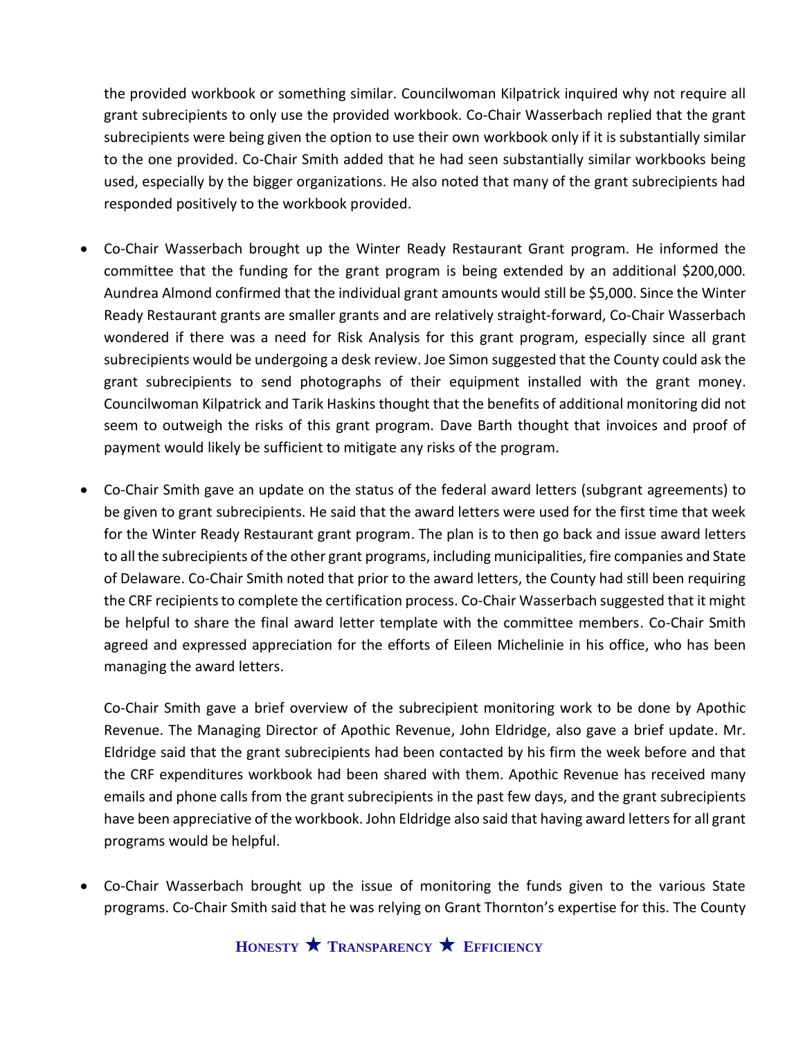the provided workbook or something similar. Councilwoman Kilpatrick inquired why not require all grant subrecipients to only use the provided workbook. Co-Chair Wasserbach replied that the grant subrecipients were being given the option to use their own workbook only if it is substantially similar to the one provided. Co-Chair Smith added that he had seen substantially similar workbooks being used, especially by the bigger organizations. He also noted that many of the grant subrecipients had responded positively to the workbook provided.

- Co-Chair Wasserbach brought up the Winter Ready Restaurant Grant program. He informed the committee that the funding for the grant program is being extended by an additional $200,000. Aundrea Almond confirmed that the individual grant amounts would still be $5,000. Since the Winter Ready Restaurant grants are smaller grants and are relatively straight-forward, Co-Chair Wasserbach wondered if there was a need for Risk Analysis for this grant program, especially since all grant subrecipients would be undergoing a desk review. Joe Simon suggested that the County could ask the grant subrecipients to send photographs of their equipment installed with the grant money. Councilwoman Kilpatrick and Tarik Haskins thought that the benefits of additional monitoring did not seem to outweigh the risks of this grant program. Dave Barth thought that invoices and proof of payment would likely be sufficient to mitigate any risks of the program.

- Co-Chair Smith gave an update on the status of the federal award letters (subgrant agreements) to be given to grant subrecipients. He said that the award letters were used for the first time that week for the Winter Ready Restaurant grant program. The plan is to then go back and issue award letters to all the subrecipients of the other grant programs, including municipalities, fire companies and State of Delaware. Co-Chair Smith noted that prior to the award letters, the County had still been requiring the CRF recipients to complete the certification process. Co-Chair Wasserbach suggested that it might be helpful to share the final award letter template with the committee members. Co-Chair Smith agreed and expressed appreciation for the efforts of Eileen Michelinie in his office, who has been managing the award letters.

  Co-Chair Smith gave a brief overview of the subrecipient monitoring work to be done by Apothic Revenue. The Managing Director of Apothic Revenue, John Eldridge, also gave a brief update. Mr. Eldridge said that the grant subrecipients had been contacted by his firm the week before and that the CRF expenditures workbook had been shared with them. Apothic Revenue has received many emails and phone calls from the grant subrecipients in the past few days, and the grant subrecipients have been appreciative of the workbook. John Eldridge also said that having award letters for all grant programs would be helpful.

- Co-Chair Wasserbach brought up the issue of monitoring the funds given to the various State programs. Co-Chair Smith said that he was relying on Grant Thornton's expertise for this. The County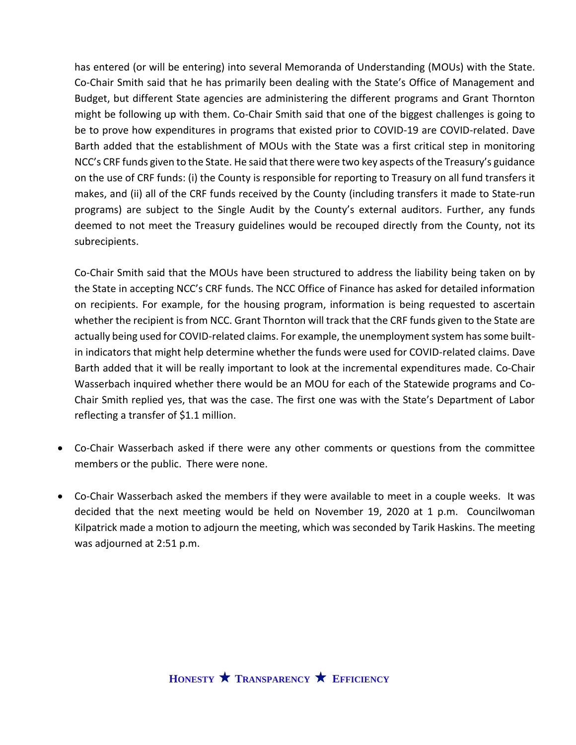has entered (or will be entering) into several Memoranda of Understanding (MOUs) with the State. Co-Chair Smith said that he has primarily been dealing with the State's Office of Management and Budget, but different State agencies are administering the different programs and Grant Thornton might be following up with them. Co-Chair Smith said that one of the biggest challenges is going to be to prove how expenditures in programs that existed prior to COVID-19 are COVID-related. Dave Barth added that the establishment of MOUs with the State was a first critical step in monitoring NCC's CRF funds given to the State. He said that there were two key aspects of the Treasury's guidance on the use of CRF funds: (i) the County is responsible for reporting to Treasury on all fund transfers it makes, and (ii) all of the CRF funds received by the County (including transfers it made to State-run programs) are subject to the Single Audit by the County's external auditors. Further, any funds deemed to not meet the Treasury guidelines would be recouped directly from the County, not its subrecipients.

Co-Chair Smith said that the MOUs have been structured to address the liability being taken on by the State in accepting NCC's CRF funds. The NCC Office of Finance has asked for detailed information on recipients. For example, for the housing program, information is being requested to ascertain whether the recipient is from NCC. Grant Thornton will track that the CRF funds given to the State are actually being used for COVID-related claims. For example, the unemployment system has some built-in indicators that might help determine whether the funds were used for COVID-related claims. Dave Barth added that it will be really important to look at the incremental expenditures made. Co-Chair Wasserbach inquired whether there would be an MOU for each of the Statewide programs and Co-Chair Smith replied yes, that was the case. The first one was with the State's Department of Labor reflecting a transfer of $1.1 million.

- Co-Chair Wasserbach asked if there were any other comments or questions from the committee members or the public. There were none.

- Co-Chair Wasserbach asked the members if they were available to meet in a couple weeks. It was decided that the next meeting would be held on November 19, 2020 at 1 p.m. Councilwoman Kilpatrick made a motion to adjourn the meeting, which was seconded by Tarik Haskins. The meeting was adjourned at 2:51 p.m.